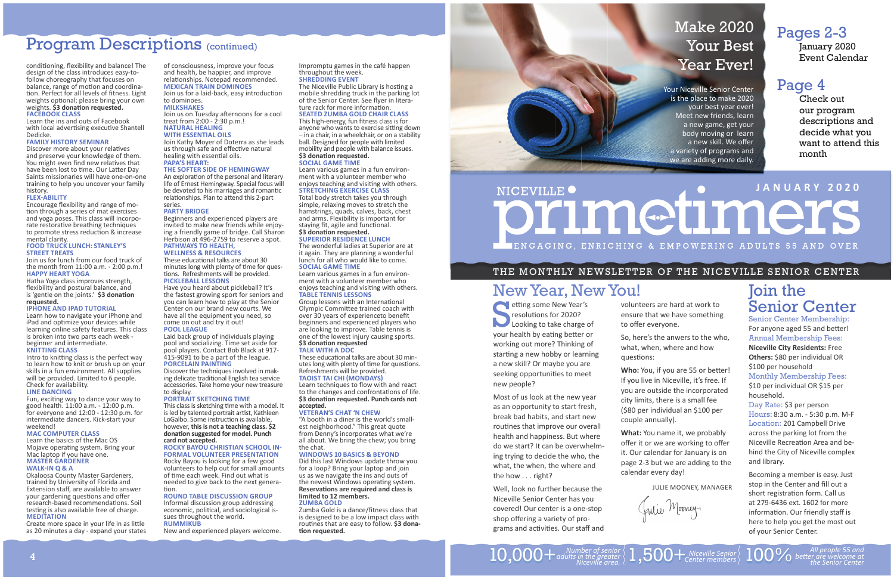## Program Descriptions (continued)

conditioning, flexibility and balance! The design of the class introduces easy-to-follow choreography that focuses on balance, range of motion and coordination. Perfect for all levels of fitness. Light weights optional; please bring your own weights. **$3 donation requested.**

**FACEBOOK CLASS**
Learn the ins and outs of Facebook with local advertising executive Shantell Dedicke.

**FAMILY HISTORY SEMINAR**
Discover more about your relatives and preserve your knowledge of them. You might even find new relatives that have been lost to time. Our Latter Day Saints missionaries will have one-on-one training to help you uncover your family history.

**FLEX-ABILITY**
Encourage flexibility and range of motion through a series of mat exercises and yoga poses. This class will incorporate restorative breathing techniques to promote stress reduction & increase mental clarity.

**FOOD TRUCK LUNCH: STANLEY'S STREET TREATS**
Join us for lunch from our food truck of the month from 11:00 a.m. - 2:00 p.m.!

**HAPPY HEART YOGA**
Hatha Yoga class improves strength, flexibility and postural balance, and is 'gentle on the joints.' **$3 donation requested.**

**IPHONE AND IPAD TUTORIAL**
Learn how to navigate your iPhone and iPad and optimize your devices while learning online safety features. This class is broken into two parts each week - beginner and intermediate.

**KNITTING CLASS**
Intro to knitting class is the perfect way to learn how to knit or brush up on your skills in a fun environment. All supplies will be provided. Limited to 6 people. Check for availability.

**LINE DANCING**
Fun, exciting way to dance your way to good health. 11:00 a.m. - 12:00 p.m. for everyone and 12:00 - 12:30 p.m. for intermediate dancers. Kick-start your weekend!

**MAC COMPUTER CLASS**
Learn the basics of the Mac OS Mojave operating system. Bring your Mac laptop if you have one.

**MASTER GARDENER WALK-IN Q & A**
Okaloosa County Master Gardeners, trained by University of Florida and Extension staff, are available to answer your gardening questions and offer research-based recommendations. Soil testing is also available free of charge.

**MEDITATION**
Create more space in your life in as little as 20 minutes a day - expand your states of consciousness, improve your focus and health, be happier, and improve relationships. Notepad recommended.

**MEXICAN TRAIN DOMINOES**
Join us for a laid-back, easy introduction to dominoes.

**MILKSHAKES**
Join us on Tuesday afternoons for a cool treat from 2:00 - 2:30 p.m.!

**NATURAL HEALING WITH ESSENTIAL OILS**
Join Kathy Moyer of Doterra as she leads us through safe and effective natural healing with essential oils.

**PAPA'S HEART: THE SOFTER SIDE OF HEMINGWAY**
An exploration of the personal and literary life of Ernest Hemingway. Special focus will be devoted to his marriages and romantic relationships. Plan to attend this 2-part series.

**PARTY BRIDGE**
Beginners and experienced players are invited to make new friends while enjoying a friendly game of bridge. Call Sharon Herbison at 496-2759 to reserve a spot.

**PATHWAYS TO HEALTH, WELLNESS & RESOURCES**
These educational talks are about 30 minutes long with plenty of time for questions. Refreshments will be provided.

**PICKLEBALL LESSONS**
Have you heard about pickleball? It's the fastest growing sport for seniors and you can learn how to play at the Senior Center on our brand new courts. We have all the equipment you need, so come on out and try it out!

**POOL LEAGUE**
Laid back group of individuals playing pool and socializing. Time set aside for pool players. Contact Bob Black at 917-415-9091 to be a part of the league.

**PORCELAIN PAINTING**
Discover the techniques involved in making delicate traditional English tea service accessories. Take home your new treasure to display.

**PORTRAIT SKETCHING TIME**
This class is sketching time with a model. It is led by talented portrait artist, Kathleen LoGalbo. Some instruction is available, however, **this is not a teaching class. $2 donation suggested for model. Punch card not accepted.**

**ROCKY BAYOU CHRISTIAN SCHOOL INFORMAL VOLUNTEER PRESENTATION**
Rocky Bayou is looking for a few good volunteers to help out for small amounts of time each week. Find out what is needed to give back to the next generation.

**ROUND TABLE DISCUSSION GROUP**
Informal discussion group addressing economic, political, and sociological issues throughout the world.

**RUMMIKUB**
New and experienced players welcome. Impromptu games in the café happen throughout the week.

**SHREDDING EVENT**
The Niceville Public Library is hosting a mobile shredding truck in the parking lot of the Senior Center. See flyer in literature rack for more information.

**SEATED ZUMBA GOLD CHAIR CLASS**
This high-energy, fun fitness class is for anyone who wants to exercise sitting down – in a chair, in a wheelchair, or on a stability ball. Designed for people with limited mobility and people with balance issues. **$3 donation requested.**

**SOCIAL GAME TIME**
Learn various games in a fun environment with a volunteer member who enjoys teaching and visiting with others.

**STRETCHING EXERCISE CLASS**
Total body stretch takes you through simple, relaxing moves to stretch the hamstrings, quads, calves, back, chest and arms. Flexibility is important for staying fit, agile and functional. **$3 donation requested.**

**SUPERIOR RESIDENCE LUNCH**
The wonderful ladies at Superior are at it again. They are planning a wonderful lunch for all who would like to come.

**SOCIAL GAME TIME**
Learn various games in a fun environment with a volunteer member who enjoys teaching and visiting with others.

**TABLE TENNIS LESSONS**
Group lessons with an International Olympic Committee trained coach with over 30 years of experienceto benefit beginners and experienced players who are looking to improve. Table tennis is one of the lowest injury causing sports. **$3 donation requested**

**TALK WITH A DOC**
These educational talks are about 30 minutes long with plenty of time for questions. Refreshments will be provided.

**TAOIST TAI CHI (MONDAYS)**
Learn techniques to flow with and react to the changes and confrontations of life. **$3 donation requested. Punch cards not accepted.**

**VETERAN'S CHAT 'N CHEW**
"A booth in a diner is the world's smallest neighborhood." This great quote from Denny's incorporates what we're all about. We bring the chew; you bring the chat.

**WINDOWS 10 BASICS & BEYOND**
Did this last Windows update throw you for a loop? Bring your laptop and join us as we navigate the ins and outs of the newest Windows operating system. **Reservations are required and class is limited to 12 members.**

**ZUMBA GOLD**
Zumba Gold is a dance/fitness class that is designed to be a low impact class with routines that are easy to follow. **$3 donation requested.**

---

# Make 2020 Your Best Year Ever!

Your Niceville Senior Center is the place to make 2020 your best year ever! Meet new friends, learn a new game, get your body moving or learn a new skill. We offer a variety of programs and we are adding more daily.

**Pages 2-3** January 2020 Event Calendar

**Page 4** Check out our program descriptions and decide what you want to attend this month

# NICEVILLE primetimers

**JANUARY 2020**

ENGAGING, ENRICHING & EMPOWERING ADULTS 55 AND OVER

THE MONTHLY NEWSLETTER OF THE NICEVILLE SENIOR CENTER

## New Year, New You!

Setting some New Year's resolutions for 2020? Looking to take charge of your health by eating better or working out more? Thinking of starting a new hobby or learning a new skill? Or maybe you are seeking opportunities to meet new people?

Most of us look at the new year as an opportunity to start fresh, break bad habits, and start new routines that improve our overall health and happiness. But where do we start? It can be overwhelming trying to decide the who, the what, the when, the where and the how . . . right?

Well, look no further because the Niceville Senior Center has you covered! Our center is a one-stop shop offering a variety of programs and activities. Our staff and volunteers are hard at work to ensure that we have something to offer everyone.

So, here's the anwers to the who, what, when, where and how questions:

**Who:** You, if you are 55 or better! If you live in Niceville, it's free. If you are outside the incorporated city limits, there is a small fee ($80 per individual an $100 per couple annually).

**What:** You name it, we probably offer it or we are working to offer it. Our calendar for January is on page 2-3 but we are adding to the calendar every day!

JULIE MOONEY, MANAGER

*Julie Mooney*

## Join the Senior Center

Senior Center Membership:
For anyone aged 55 and better!

Annual Membership Fees:
**Niceville City Residents:** Free
**Others:** $80 per individual OR $100 per household

Monthly Membership Fees:
$10 per individual OR $15 per household.

Day Rate: $3 per person

Hours: 8:30 a.m. - 5:30 p.m. M-F

Location: 201 Campbell Drive across the parking lot from the Niceville Recreation Area and behind the City of Niceville complex and library.

Becoming a member is easy. Just stop in the Center and fill out a short registration form. Call us at 279-6436 ext. 1602 for more information. Our friendly staff is here to help you get the most out of your Senior Center.

**10,000+** Number of senior adults in the greater Niceville area. | **1,500+** Niceville Senior Center members | **100%** All people 55 and better are welcome at the Senior Center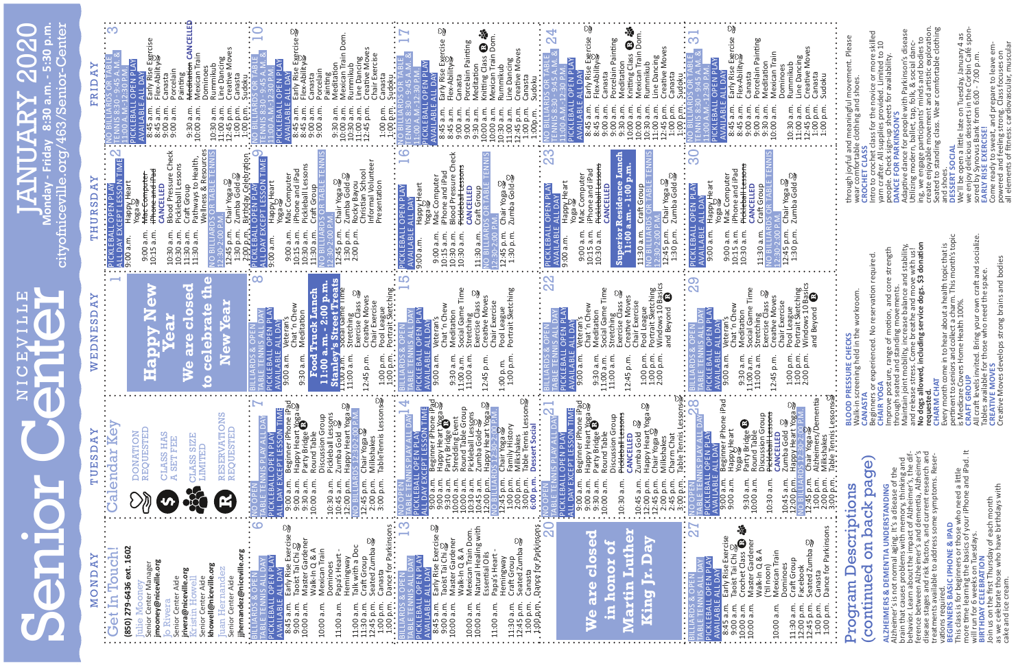# NICEVILLE Senior Center

## JANUARY 2020

Monday - Friday 8:30 a.m. - 5:30 p.m.

cityofniceville.org/463/Senior-Center

## Get In Touch!

(850) 279-6436 ext. 1602

Julie Mooney
Senior Center Manager
jmooney@niceville.org

Jo Rivera
Senior Center Aide
jrivera@niceville.org

Kristin Howell
Senior Center Aide
khowell@niceville.org

Juan Hernandez
Senior Center Aide
jhernandez@niceville.org

## Calendar Key

- DONATION REQUESTED
- $ CLASS HAS A SET FEE
- CLASS SIZE LIMITED
- R RESERVATIONS REQUESTED

## Week of January 1

**Wednesday 1**

Happy New Year

We are closed to celebrate the New Year

**Thursday 2**

PICKLEBALL OPEN PLAY ALL DAY EXCEPT LESSON TIME

- 9:00 a.m. Happy Heart Yoga
- 9:00 a.m. ~~Mac Computer~~
- 10:15 a.m. ~~iPhone and iPad~~ CANCELLED
- 10:30 a.m. Blood Pressure Check
- 10:30 a.m. Pickleball Lessons
- 11:30 a.m. Craft Group
- 11:30 a.m. Pathways to Health, Wellness & Resources

NO BILLIARDS OR TABLE TENNIS 12:30-2:00 P.M.

- 12:45 p.m. Chair Yoga
- 1:30 p.m. Zumba Gold
- 2:00 p.m. Birthday Celebration

**Friday 3**

NO BILLIARDS OR TABLE TENNIS 8:30 - 9:45 A.M. & 11:00 A.M.-12:30 P.M.

PICKLEBALL OPEN PLAY AVAILABLE ALL DAY

- 8:45 a.m. Early Rise Exercise
- 8:45 a.m. Flex-Ability
- 9:00 a.m. Canasta
- 9:00 a.m. Porcelain Painting
- 9:30 a.m. ~~Meditation~~ CANCELLED
- 10:00 a.m. Mexican Train Dominoes
- 10:30 a.m. Rummikub
- 11:00 a.m. Line Dancing
- 12:45 p.m. Creative Moves
- 12:45 p.m. Chair Exercise
- 1:00 p.m. Canasta
- 1:00 p.m. Sudoku

## Week of January 6

**Monday 6**

BILLIARDS & OPEN TABLE TENNIS ALL DAY

PICKLEBALL OPEN PLAY AVAILABLE ALL DAY

- 8:45 a.m. Early Rise Exercise
- 9:00 a.m. Taoist Tai Chi
- 9:00 a.m. Master Gardener Walk-In Q & A
- 10:00 a.m. Mexican Train Dominoes
- 11:00 a.m. Papa's Heart - Hemingway
- 11:00 a.m. Talk with the Doc
- 11:30 a.m. Craft Group
- 12:45 p.m. Seated Zumba
- 1:00 p.m. Canasta
- 1:00 p.m. Dance for Parkinsons

**Tuesday 7**

NO OPEN TABLE TENNIS PLAY ALL DAY

PICKLEBALL OPEN PLAY ALL DAY EXCEPT LESSON TIME

- 9:00 a.m. Beginner iPhone iPad
- 9:00 a.m. Happy Heart Yoga
- 9:30 a.m. Party Bridge
- 10:00 a.m. Round Table Discussion Group
- 10:30 a.m. Pickleball Lessons
- 10:45 a.m. Zumba Gold
- 12:00 p.m. Happy Heart Yoga

NO BILLIARDS 12:30-2:00 PM

- 12:45 p.m. Chair Yoga
- 2:00 p.m. Milkshakes
- 3:00 p.m. Table Tennis Lessons

**Wednesday 8**

BILLIARDS & OPEN TABLE TENNIS ALL DAY

PICKLEBALL OPEN PLAY AVAILABLE ALL DAY

- 9:00 a.m. Veteran's Chat 'n Chew
- 9:30 a.m. Meditation

**Food Truck Lunch 11:00 a.m. - 2:00 p.m. Stanley's Street Treats**

- 11:00 a.m. Social Game Time
- 11:00 a.m. Stretching
- Exercise Class
- 12:45 p.m. Creative Moves
- Chair Exercise
- 1:00 p.m. Pool League
- 1:00 p.m. Portrait Sketching

**Thursday 9**

PICKLEBALL OPEN PLAY ALL DAY EXCEPT LESSON TIME

- 9:00 a.m. Happy Heart Yoga
- 9:00 a.m. Mac Computer
- 10:15 a.m. iPhone and iPad
- 10:30 a.m. Pickleball Lessons
- 11:30 a.m. Craft Group

NO BILLIARDS OR TABLE TENNIS 12:30-2:00 PM

- 12:45 p.m. Chair Yoga
- 1:30 p.m. Zumba Gold
- 2:00 p.m. Rocky Bayou Christian School Informal Volunteer Presentation

**Friday 10**

NO BILLIARDS OR TABLE TENNIS 8:30 - 9:45 A.M. & 11:00 A.M.-12:30 PM

PICKLEBALL OPEN PLAY AVAILABLE ALL DAY

- 8:45 a.m. Early Rise Exercise
- 8:45 a.m. Flex-Ability
- 9:00 a.m. Canasta
- 9:00 a.m. Porcelain Painting
- 9:30 a.m. Meditation
- 10:00 a.m. Mexican Train Dom.
- 10:30 a.m. Rummikub
- 11:00 a.m. Line Dancing
- 12:45 p.m. Creative Moves
- Chair Exercise
- 1:00 p.m. Canasta
- 1:00 p.m. Sudoku

## Week of January 13

**Monday 13**

BILLIARDS & OPEN TABLE TENNIS ALL DAY

PICKLEBALL OPEN PLAY AVAILABLE ALL DAY

- 8:45 a.m. Early Rise Exercise
- 9:00 a.m. Taoist Tai Chi
- 9:00 a.m. Master Gardener Walk-In Q & A
- 10:00 a.m. Mexican Train Dom.
- 10:00 a.m. Natural Healing with Essential Oils
- 11:00 a.m. Papa's Heart - Hemingway
- 11:30 a.m. Craft Group
- 12:45 p.m. Seated Zumba
- 1:00 p.m. Canasta
- 1:00 p.m. Dance for Parkinsons

**Tuesday 14**

NO OPEN TABLE TENNIS PLAY ALL DAY

PICKLEBALL OPEN PLAY ALL DAY EXCEPT LESSON TIME

- 9:00 a.m. Beginner iPhone iPad
- 9:00 a.m. Happy Heart Yoga
- 9:30 a.m. Party Bridge
- 10:00 a.m. Shredding Event
- 10:00 a.m. Round Table Discussion Group
- 10:30 a.m. Pickleball Lessons
- 10:45 a.m. Zumba Gold
- 12:00 p.m. Happy Heart Yoga

NO BILLIARDS 12:30-2:00 PM

- 12:45 p.m. Chair Yoga
- 1:00 p.m. Family History
- 2:00 p.m. Milkshakes
- 3:00 p.m. Table Tennis Lessons
- 6:00 p.m. Dessert Social

**Wednesday 15**

BILLIARDS & OPEN TABLE TENNIS ALL DAY

PICKLEBALL OPEN PLAY AVAILABLE ALL DAY

- 9:00 a.m. Veteran's Chat 'n Chew
- 9:30 a.m. Meditation
- 11:00 a.m. Social Game Time
- Stretching
- Exercise Class
- 12:45 p.m. Creative Moves
- Chair Exercise
- 1:00 p.m. Pool League
- 1:00 p.m. Portrait Sketching

**Thursday 16**

PICKLEBALL OPEN PLAY AVAILABLE ALL DAY

- 9:00 a.m. Happy Heart Yoga
- 9:00 a.m. Mac Computer
- 10:15 a.m. iPhone and iPad
- 10:30 a.m. Blood Pressure Check
- 10:30 a.m. ~~Pickleball Lessons~~ CANCELLED
- 11:30 a.m. Craft Group

NO BILLIARDS OR TABLE TENNIS 12:30-2:00 PM

- 12:45 p.m. Chair Yoga
- 1:30 p.m. Zumba Gold

**Friday 17**

NO BILLIARDS OR TABLE TENNIS 8:30 - 9:45 A.M. & 11:00 A.M.-12:30 P.M.

PICKLEBALL OPEN PLAY AVAILABLE ALL DAY

- 8:45 a.m. Early Rise Exercise
- 8:45 a.m. Flex-Ability
- 9:00 a.m. Canasta
- 9:00 a.m. Porcelain Painting
- 9:30 a.m. Meditation
- 10:00 a.m. Knitting Class
- 10:00 a.m. Mexican Train Dom.
- 10:30 a.m. Rummikub
- 11:00 a.m. Line Dancing
- 12:45 p.m. Creative Moves
- Chair Exercise
- 1:00 p.m. Canasta
- 1:00 p.m. Sudoku

## Week of January 20

**Monday 20**

We are closed in honor of Martin Luther King Jr. Day

**Tuesday 21**

NO OPEN TABLE TENNIS PLAY ALL DAY

PICKLEBALL OPEN PLAY ALL DAY EXCEPT LESSON TIME

- 9:00 a.m. Beginner iPhone iPad
- 9:00 a.m. Happy Heart Yoga
- 9:30 a.m. Party Bridge
- 10:00 a.m. Round Table Discussion Group
- 10:30 a.m. ~~Pickleball Lessons~~ CANCELLED
- 10:45 a.m. Zumba Gold
- 12:00 p.m. Happy Heart Yoga
- 12:45 p.m. Chair Yoga
- 2:00 p.m. Milkshakes
- 2:45 p.m. Charm Chat
- 3:00 p.m. Table Tennis Lessons

**Wednesday 22**

BILLIARDS & OPEN TABLE TENNIS ALL DAY

PICKLEBALL OPEN PLAY AVAILABLE ALL DAY

- 9:00 a.m. Veteran's Chat 'n Chew
- 9:30 a.m. Meditation
- 11:00 a.m. Social Game Time
- Stretching
- Exercise Class
- 12:45 p.m. Creative Moves
- Chair Exercise
- 1:00 p.m. Pool League
- 1:00 p.m. Portrait Sketching
- 2:00 p.m. Windows 10 Basics and Beyond

**Thursday 23**

PICKLEBALL OPEN PLAY AVAILABLE ALL DAY

- 9:00 a.m. Happy Heart Yoga
- 9:00 a.m. Mac Computer
- 10:15 a.m. iPhone and iPad
- 10:30 a.m. ~~Pickleball Lessons~~ CANCELLED

**Superior Residence Lunch 11:00 a.m. - 1:00 p.m.**

- 11:30 a.m. Craft Group

NO BILLIARDS OR TABLE TENNIS 12:30-2:00 PM

- 12:45 p.m. Chair Yoga
- 1:30 p.m. Zumba Gold

**Friday 24**

NO BILLIARDS OR TABLE TENNIS 8:30 - 9:45 A.M. & 11:00 A.M.-12:30 P.M.

PICKLEBALL OPEN PLAY AVAILABLE ALL DAY

- 8:45 a.m. Early Rise Exercise
- 8:45 a.m. Flex-Ability
- 9:00 a.m. Canasta
- 9:00 a.m. Porcelain Painting
- 9:30 a.m. Meditation
- 10:00 a.m. Knitting Class
- 10:00 a.m. Mexican Train Dom.
- 10:30 a.m. Rummikub
- 11:00 a.m. Line Dancing
- 12:45 p.m. Creative Moves
- 1:00 p.m. Canasta
- 1:00 p.m. Sudoku

## Week of January 27

**Monday 27**

BILLIARDS & OPEN TABLE TENNIS ALL DAY

PICKLEBALL OPEN PLAY AVAILABLE ALL DAY

- 8:45 a.m. Early Rise Exercise
- 9:00 a.m. Taoist Tai Chi
- 10:00 a.m. Crochet Class
- 10:00 a.m. Master Gardener Walk-In Q & A (Thru Oct.)
- 10:00 a.m. Mexican Train Dominoes
- 11:30 a.m. Craft Group
- 12:00 p.m. Facebook
- 12:45 p.m. Seated Zumba
- 1:00 p.m. Canasta
- 1:00 p.m. Dance for Parkinsons

**Tuesday 28**

NO OPEN TABLE TENNIS PLAY ALL DAY

PICKLEBALL OPEN PLAY AVAILABLE ALL DAY

- 9:00 a.m. Beginner iPhone iPad
- 9:00 a.m. Happy Heart Yoga
- 9:30 a.m. Party Bridge
- 10:00 a.m. Round Table Discussion Group
- 10:30 a.m. ~~Pickleball Lessons~~ CANCELLED
- 10:45 a.m. Zumba Gold
- 12:00 p.m. Happy Heart Yoga

NO BILLIARDS 12:30-2:00 PM

- 12:45 p.m. Chair Yoga
- 1:00 p.m. Alzheimer's/Dementia
- 2:00 p.m. Milkshakes
- 3:00 p.m. Table Tennis Lessons

**Wednesday 29**

BILLIARDS & OPEN TABLE TENNIS ALL DAY

PICKLEBALL OPEN PLAY AVAILABLE ALL DAY

- 9:00 a.m. Veteran's Chat 'n Chew
- 9:30 a.m. Meditation
- 11:00 a.m. Social Game Time
- Stretching
- Exercise Class
- 12:45 p.m. Creative Moves
- Chair Exercise
- 1:00 p.m. Pool League
- 1:00 p.m. Portrait Sketching
- 2:00 p.m. Windows 10 Basics and Beyond

**Thursday 30**

PICKLEBALL OPEN PLAY AVAILABLE ALL DAY

- 9:00 a.m. Happy Heart Yoga
- 9:00 a.m. Mac Computer
- 10:15 a.m. iPhone and iPad
- 10:30 a.m. ~~Pickleball Lessons~~ CANCELLED
- 11:30 a.m. Craft Group

NO BILLIARDS OR TABLE TENNIS 12:30-2:00 PM

- 12:45 p.m. Chair Yoga
- 1:30 p.m. Zumba Gold

**Friday 31**

NO BILLIARDS OR TABLE TENNIS 8:30 - 9:45 A.M. & 11:00 A.M.-12:30 P.M.

PICKLEBALL OPEN PLAY AVAILABLE ALL DAY

- 8:45 a.m. Early Rise Exercise
- 8:45 a.m. Flex-Ability
- 9:00 a.m. Canasta
- 9:00 a.m. Porcelain Painting
- 9:30 a.m. Meditation
- 10:00 a.m. Mexican Train Dominoes
- 10:30 a.m. Rummikub
- 11:00 a.m. Line Dancing
- 12:45 p.m. Creative Moves
- 1:00 p.m. Canasta
- 1:00 p.m. Sudoku

## Program Descriptions (continued on back page)

**ALZHEIMER'S & DEMENTIA UNDERSTANDING**
Alzheimer's is not normal aging. It's a disease of the brain that causes problems with memory, thinking and behavior. Learn about the impact of Alzheimer's, the difference between Alzheimer's and dementia, Alzheimer's disease stages and risk factors, and current research and treatments available to address some symptoms. Reservations required.

**BEGINNER/BASIC iPHONE & iPAD**
This class is for beginners or those who need a little more time learning the basics of your iPhone and iPad. It will run for 6 weeks on Tuesdays.

**BIRTHDAY CELEBRATION**
Join us on the first Thursday of each month as we celebrate those who have birthdays with cake and ice cream.

**BLOOD PRESSURE CHECKS**
Walk-in screening held in the workroom.

**CANASTA**
Beginner or experienced. No reservation required.

**CHAIR YOGA**
Improve posture, range of motion, and core strength through seated and standing movements. Maintain joint mobility, increase balance and stability, and release stress. Come breathe and move with us! **No dogs allowed, including service dogs. $3 donation requested.**

**CHARM CHAT**
Every month come in to hear about a health topic that is pertinent to seniors and collect a charm. This month's topic is Medicare Covers Home Health 100%.

**CRAFT GROUP**
All craft levels invited. Bring your own craft and socialize. Tables available for those who need the space.

**CREATIVE MOVES**
Creative Moves develops strong brains and bodies through joyful and meaningful movement. Please wear comfortable clothing and shoes.

**CROCHET CLASS**
Intro to crochet class for the novice or more skilled yarn crafter. All supplies provided. Limited to 10 people. Check sign-up sheets for availability.

**DANCE FOR PARKINSON'S**
Adaptive dance for people with Parkinson's disease utilizing modern, ballet, tap, folk, & social dancing. We engage participants' minds and bodies to create enjoyable movement and artistic exploration. Seated to standing class. Wear comfortable clothing and shoes.

**DESSERT SOCIAL**
We'll be open a little late on Tuesday, January 4 as we enjoy delicious desserts in the Corbin Café sponsored by Synovus Bank from 6:00 - 7:00 p.m.

**EARLY RISE EXERCISE!**
Come ready to sweat, and prepare to leave empowered and feeling strong. Class focuses on all elements of fitness: cardiovascular, muscular